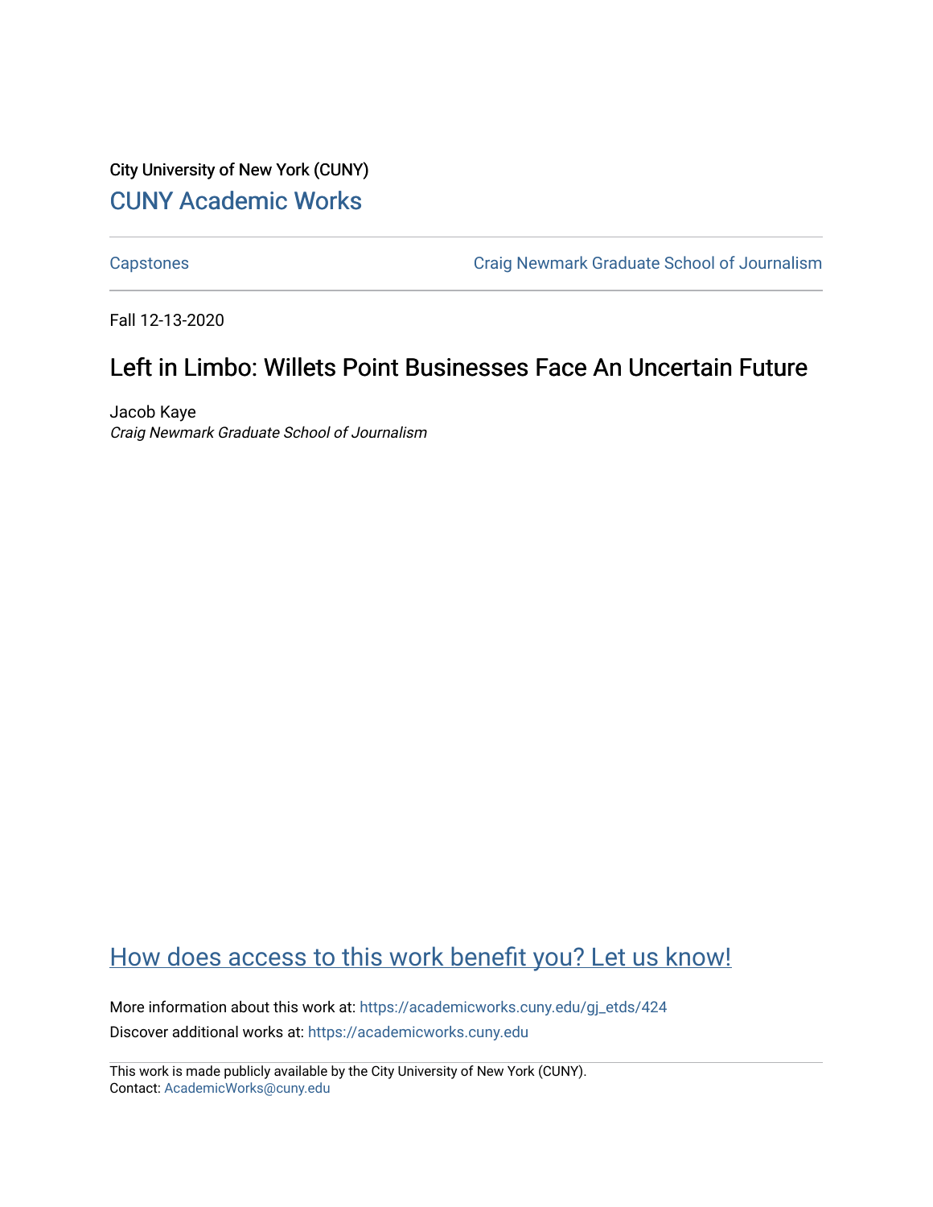City University of New York (CUNY)

CUNY Academic Works

Capstones

Craig Newmark Graduate School of Journalism

Fall 12-13-2020

# Left in Limbo: Willets Point Businesses Face An Uncertain Future

Jacob Kaye

*Craig Newmark Graduate School of Journalism*

How does access to this work benefit you? Let us know!

More information about this work at: https://academicworks.cuny.edu/gj_etds/424

Discover additional works at: https://academicworks.cuny.edu

This work is made publicly available by the City University of New York (CUNY).
Contact: AcademicWorks@cuny.edu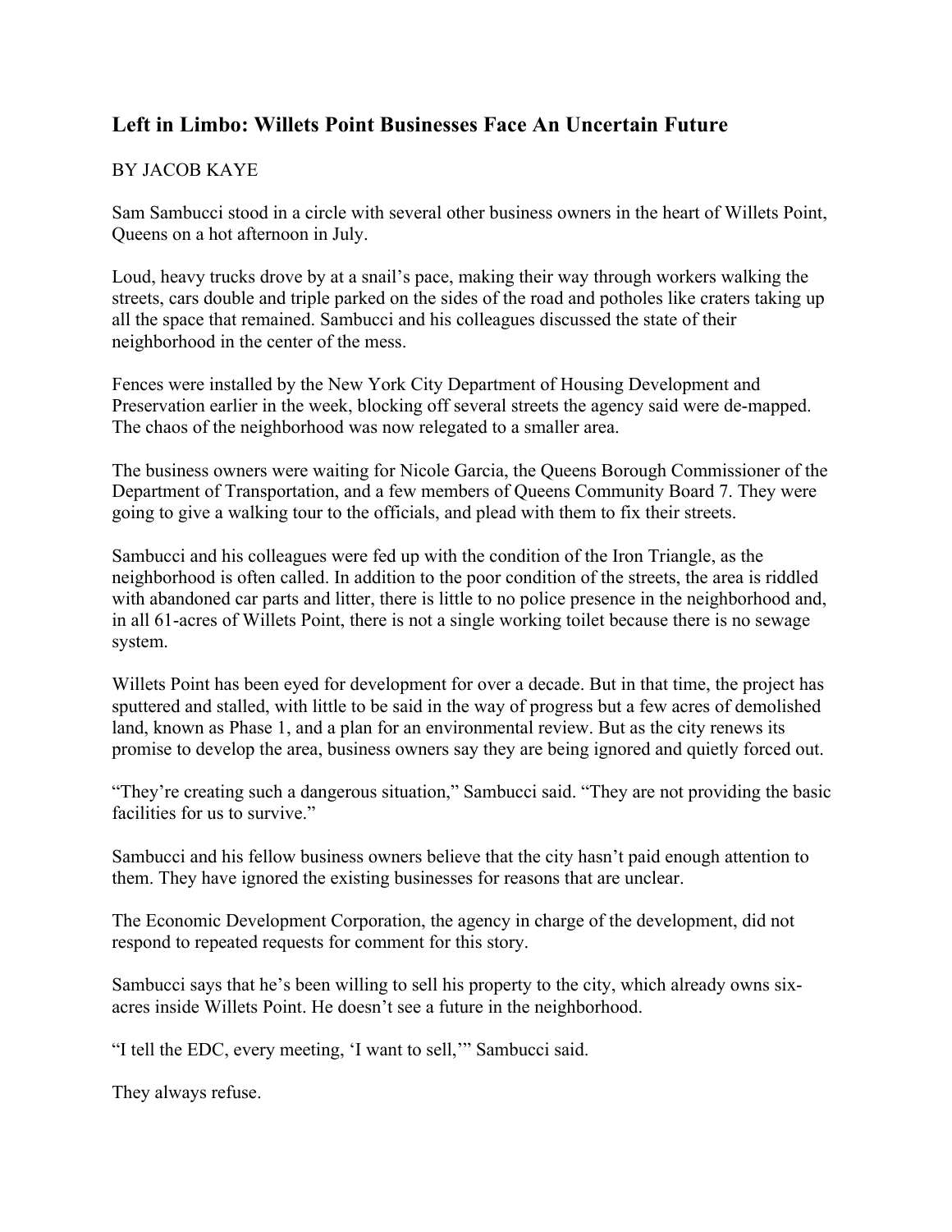## Left in Limbo: Willets Point Businesses Face An Uncertain Future

BY JACOB KAYE

Sam Sambucci stood in a circle with several other business owners in the heart of Willets Point, Queens on a hot afternoon in July.

Loud, heavy trucks drove by at a snail's pace, making their way through workers walking the streets, cars double and triple parked on the sides of the road and potholes like craters taking up all the space that remained. Sambucci and his colleagues discussed the state of their neighborhood in the center of the mess.

Fences were installed by the New York City Department of Housing Development and Preservation earlier in the week, blocking off several streets the agency said were de-mapped. The chaos of the neighborhood was now relegated to a smaller area.

The business owners were waiting for Nicole Garcia, the Queens Borough Commissioner of the Department of Transportation, and a few members of Queens Community Board 7. They were going to give a walking tour to the officials, and plead with them to fix their streets.

Sambucci and his colleagues were fed up with the condition of the Iron Triangle, as the neighborhood is often called. In addition to the poor condition of the streets, the area is riddled with abandoned car parts and litter, there is little to no police presence in the neighborhood and, in all 61-acres of Willets Point, there is not a single working toilet because there is no sewage system.

Willets Point has been eyed for development for over a decade. But in that time, the project has sputtered and stalled, with little to be said in the way of progress but a few acres of demolished land, known as Phase 1, and a plan for an environmental review. But as the city renews its promise to develop the area, business owners say they are being ignored and quietly forced out.

"They're creating such a dangerous situation," Sambucci said. "They are not providing the basic facilities for us to survive."

Sambucci and his fellow business owners believe that the city hasn't paid enough attention to them. They have ignored the existing businesses for reasons that are unclear.

The Economic Development Corporation, the agency in charge of the development, did not respond to repeated requests for comment for this story.

Sambucci says that he's been willing to sell his property to the city, which already owns six-acres inside Willets Point. He doesn't see a future in the neighborhood.

"I tell the EDC, every meeting, 'I want to sell,'" Sambucci said.

They always refuse.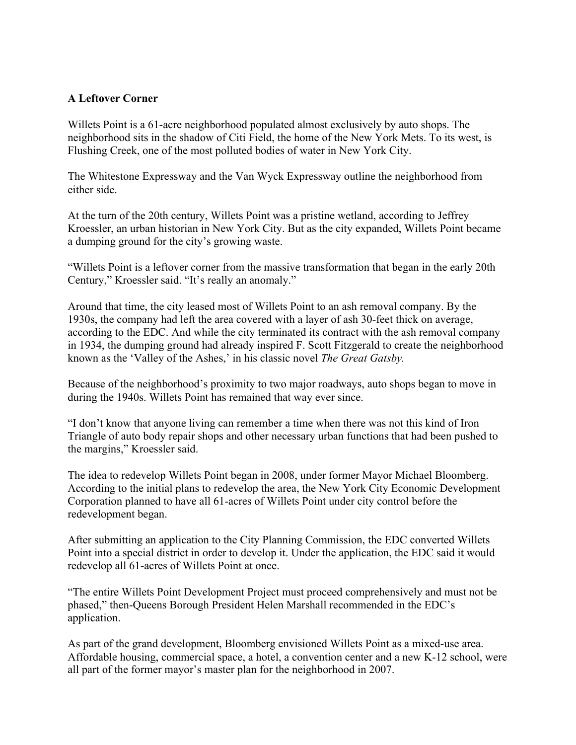**A Leftover Corner**

Willets Point is a 61-acre neighborhood populated almost exclusively by auto shops. The neighborhood sits in the shadow of Citi Field, the home of the New York Mets. To its west, is Flushing Creek, one of the most polluted bodies of water in New York City.

The Whitestone Expressway and the Van Wyck Expressway outline the neighborhood from either side.

At the turn of the 20th century, Willets Point was a pristine wetland, according to Jeffrey Kroessler, an urban historian in New York City. But as the city expanded, Willets Point became a dumping ground for the city's growing waste.

"Willets Point is a leftover corner from the massive transformation that began in the early 20th Century," Kroessler said. "It's really an anomaly."

Around that time, the city leased most of Willets Point to an ash removal company. By the 1930s, the company had left the area covered with a layer of ash 30-feet thick on average, according to the EDC. And while the city terminated its contract with the ash removal company in 1934, the dumping ground had already inspired F. Scott Fitzgerald to create the neighborhood known as the 'Valley of the Ashes,' in his classic novel *The Great Gatsby.*

Because of the neighborhood's proximity to two major roadways, auto shops began to move in during the 1940s. Willets Point has remained that way ever since.

"I don't know that anyone living can remember a time when there was not this kind of Iron Triangle of auto body repair shops and other necessary urban functions that had been pushed to the margins," Kroessler said.

The idea to redevelop Willets Point began in 2008, under former Mayor Michael Bloomberg. According to the initial plans to redevelop the area, the New York City Economic Development Corporation planned to have all 61-acres of Willets Point under city control before the redevelopment began.

After submitting an application to the City Planning Commission, the EDC converted Willets Point into a special district in order to develop it. Under the application, the EDC said it would redevelop all 61-acres of Willets Point at once.

"The entire Willets Point Development Project must proceed comprehensively and must not be phased," then-Queens Borough President Helen Marshall recommended in the EDC's application.

As part of the grand development, Bloomberg envisioned Willets Point as a mixed-use area. Affordable housing, commercial space, a hotel, a convention center and a new K-12 school, were all part of the former mayor's master plan for the neighborhood in 2007.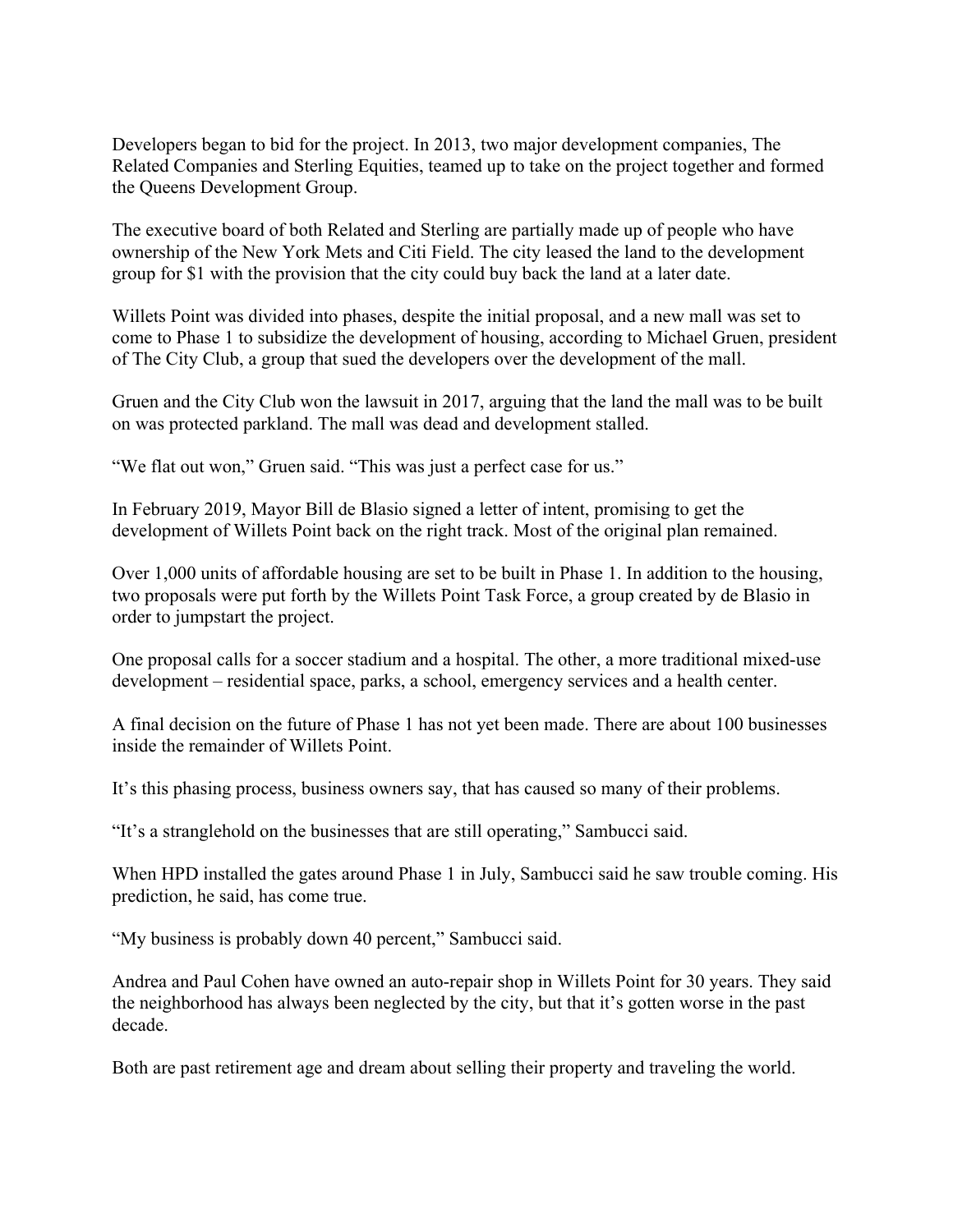Developers began to bid for the project. In 2013, two major development companies, The Related Companies and Sterling Equities, teamed up to take on the project together and formed the Queens Development Group.

The executive board of both Related and Sterling are partially made up of people who have ownership of the New York Mets and Citi Field. The city leased the land to the development group for $1 with the provision that the city could buy back the land at a later date.

Willets Point was divided into phases, despite the initial proposal, and a new mall was set to come to Phase 1 to subsidize the development of housing, according to Michael Gruen, president of The City Club, a group that sued the developers over the development of the mall.

Gruen and the City Club won the lawsuit in 2017, arguing that the land the mall was to be built on was protected parkland. The mall was dead and development stalled.

"We flat out won," Gruen said. "This was just a perfect case for us."

In February 2019, Mayor Bill de Blasio signed a letter of intent, promising to get the development of Willets Point back on the right track. Most of the original plan remained.

Over 1,000 units of affordable housing are set to be built in Phase 1. In addition to the housing, two proposals were put forth by the Willets Point Task Force, a group created by de Blasio in order to jumpstart the project.

One proposal calls for a soccer stadium and a hospital. The other, a more traditional mixed-use development – residential space, parks, a school, emergency services and a health center.

A final decision on the future of Phase 1 has not yet been made. There are about 100 businesses inside the remainder of Willets Point.

It's this phasing process, business owners say, that has caused so many of their problems.

"It's a stranglehold on the businesses that are still operating," Sambucci said.

When HPD installed the gates around Phase 1 in July, Sambucci said he saw trouble coming. His prediction, he said, has come true.

"My business is probably down 40 percent," Sambucci said.

Andrea and Paul Cohen have owned an auto-repair shop in Willets Point for 30 years. They said the neighborhood has always been neglected by the city, but that it's gotten worse in the past decade.

Both are past retirement age and dream about selling their property and traveling the world.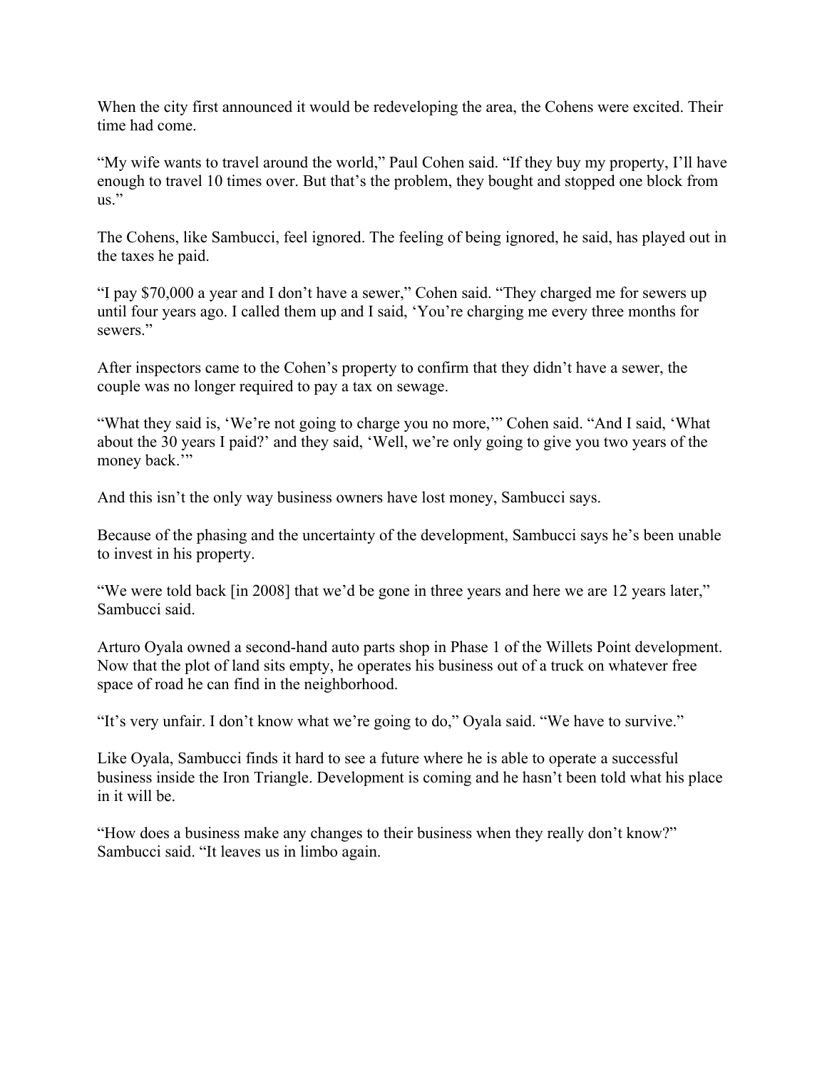When the city first announced it would be redeveloping the area, the Cohens were excited. Their time had come.

“My wife wants to travel around the world,” Paul Cohen said. “If they buy my property, I’ll have enough to travel 10 times over. But that’s the problem, they bought and stopped one block from us.”

The Cohens, like Sambucci, feel ignored. The feeling of being ignored, he said, has played out in the taxes he paid.

“I pay $70,000 a year and I don’t have a sewer,” Cohen said. “They charged me for sewers up until four years ago. I called them up and I said, ‘You’re charging me every three months for sewers.”

After inspectors came to the Cohen’s property to confirm that they didn’t have a sewer, the couple was no longer required to pay a tax on sewage.

“What they said is, ‘We’re not going to charge you no more,’” Cohen said. “And I said, ‘What about the 30 years I paid?’ and they said, ‘Well, we’re only going to give you two years of the money back.’”

And this isn’t the only way business owners have lost money, Sambucci says.

Because of the phasing and the uncertainty of the development, Sambucci says he’s been unable to invest in his property.

“We were told back [in 2008] that we’d be gone in three years and here we are 12 years later,” Sambucci said.

Arturo Oyala owned a second-hand auto parts shop in Phase 1 of the Willets Point development. Now that the plot of land sits empty, he operates his business out of a truck on whatever free space of road he can find in the neighborhood.

“It’s very unfair. I don’t know what we’re going to do,” Oyala said. “We have to survive.”

Like Oyala, Sambucci finds it hard to see a future where he is able to operate a successful business inside the Iron Triangle. Development is coming and he hasn’t been told what his place in it will be.

“How does a business make any changes to their business when they really don’t know?” Sambucci said. “It leaves us in limbo again.